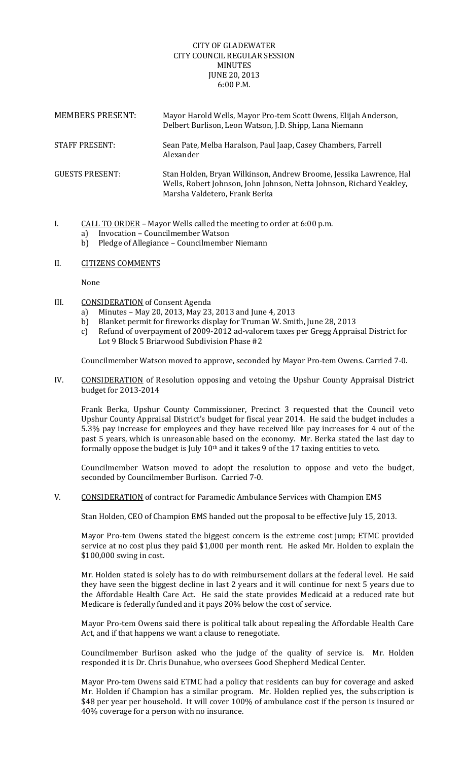# CITY OF GLADEWATER
## CITY COUNCIL REGULAR SESSION
## MINUTES
## JUNE 20, 2013
## 6:00 P.M.

| | |
|---|---|
| MEMBERS PRESENT: | Mayor Harold Wells, Mayor Pro-tem Scott Owens, Elijah Anderson, Delbert Burlison, Leon Watson, J.D. Shipp, Lana Niemann |
| STAFF PRESENT: | Sean Pate, Melba Haralson, Paul Jaap, Casey Chambers, Farrell Alexander |
| GUESTS PRESENT: | Stan Holden, Bryan Wilkinson, Andrew Broome, Jessika Lawrence, Hal Wells, Robert Johnson, John Johnson, Netta Johnson, Richard Yeakley, Marsha Valdetero, Frank Berka |

I. CALL TO ORDER – Mayor Wells called the meeting to order at 6:00 p.m.
   a) Invocation – Councilmember Watson
   b) Pledge of Allegiance – Councilmember Niemann

II. CITIZENS COMMENTS

None

III. CONSIDERATION of Consent Agenda
   a) Minutes – May 20, 2013, May 23, 2013 and June 4, 2013
   b) Blanket permit for fireworks display for Truman W. Smith, June 28, 2013
   c) Refund of overpayment of 2009-2012 ad-valorem taxes per Gregg Appraisal District for Lot 9 Block 5 Briarwood Subdivision Phase #2

Councilmember Watson moved to approve, seconded by Mayor Pro-tem Owens. Carried 7-0.

IV. CONSIDERATION of Resolution opposing and vetoing the Upshur County Appraisal District budget for 2013-2014

Frank Berka, Upshur County Commissioner, Precinct 3 requested that the Council veto Upshur County Appraisal District's budget for fiscal year 2014. He said the budget includes a 5.3% pay increase for employees and they have received like pay increases for 4 out of the past 5 years, which is unreasonable based on the economy. Mr. Berka stated the last day to formally oppose the budget is July 10th and it takes 9 of the 17 taxing entities to veto.

Councilmember Watson moved to adopt the resolution to oppose and veto the budget, seconded by Councilmember Burlison. Carried 7-0.

V. CONSIDERATION of contract for Paramedic Ambulance Services with Champion EMS

Stan Holden, CEO of Champion EMS handed out the proposal to be effective July 15, 2013.

Mayor Pro-tem Owens stated the biggest concern is the extreme cost jump; ETMC provided service at no cost plus they paid $1,000 per month rent. He asked Mr. Holden to explain the $100,000 swing in cost.

Mr. Holden stated is solely has to do with reimbursement dollars at the federal level. He said they have seen the biggest decline in last 2 years and it will continue for next 5 years due to the Affordable Health Care Act. He said the state provides Medicaid at a reduced rate but Medicare is federally funded and it pays 20% below the cost of service.

Mayor Pro-tem Owens said there is political talk about repealing the Affordable Health Care Act, and if that happens we want a clause to renegotiate.

Councilmember Burlison asked who the judge of the quality of service is. Mr. Holden responded it is Dr. Chris Dunahue, who oversees Good Shepherd Medical Center.

Mayor Pro-tem Owens said ETMC had a policy that residents can buy for coverage and asked Mr. Holden if Champion has a similar program. Mr. Holden replied yes, the subscription is $48 per year per household. It will cover 100% of ambulance cost if the person is insured or 40% coverage for a person with no insurance.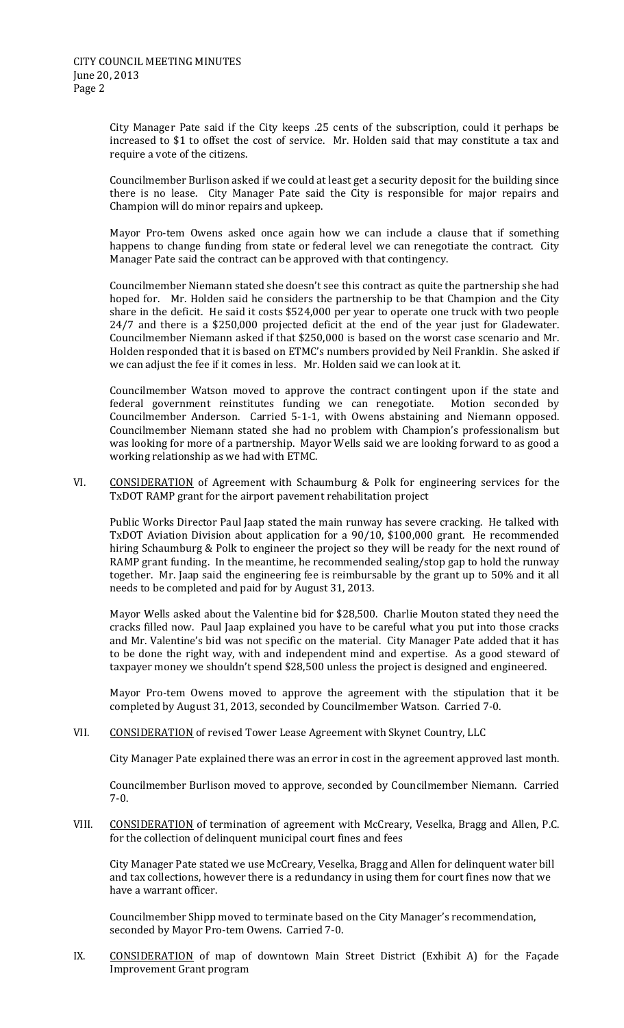City Manager Pate said if the City keeps .25 cents of the subscription, could it perhaps be increased to $1 to offset the cost of service. Mr. Holden said that may constitute a tax and require a vote of the citizens.

Councilmember Burlison asked if we could at least get a security deposit for the building since there is no lease. City Manager Pate said the City is responsible for major repairs and Champion will do minor repairs and upkeep.

Mayor Pro-tem Owens asked once again how we can include a clause that if something happens to change funding from state or federal level we can renegotiate the contract. City Manager Pate said the contract can be approved with that contingency.

Councilmember Niemann stated she doesn't see this contract as quite the partnership she had hoped for. Mr. Holden said he considers the partnership to be that Champion and the City share in the deficit. He said it costs $524,000 per year to operate one truck with two people 24/7 and there is a $250,000 projected deficit at the end of the year just for Gladewater. Councilmember Niemann asked if that $250,000 is based on the worst case scenario and Mr. Holden responded that it is based on ETMC's numbers provided by Neil Franklin. She asked if we can adjust the fee if it comes in less. Mr. Holden said we can look at it.

Councilmember Watson moved to approve the contract contingent upon if the state and federal government reinstitutes funding we can renegotiate. Motion seconded by Councilmember Anderson. Carried 5-1-1, with Owens abstaining and Niemann opposed. Councilmember Niemann stated she had no problem with Champion's professionalism but was looking for more of a partnership. Mayor Wells said we are looking forward to as good a working relationship as we had with ETMC.

VI. CONSIDERATION of Agreement with Schaumburg & Polk for engineering services for the TxDOT RAMP grant for the airport pavement rehabilitation project

Public Works Director Paul Jaap stated the main runway has severe cracking. He talked with TxDOT Aviation Division about application for a 90/10, $100,000 grant. He recommended hiring Schaumburg & Polk to engineer the project so they will be ready for the next round of RAMP grant funding. In the meantime, he recommended sealing/stop gap to hold the runway together. Mr. Jaap said the engineering fee is reimbursable by the grant up to 50% and it all needs to be completed and paid for by August 31, 2013.

Mayor Wells asked about the Valentine bid for $28,500. Charlie Mouton stated they need the cracks filled now. Paul Jaap explained you have to be careful what you put into those cracks and Mr. Valentine's bid was not specific on the material. City Manager Pate added that it has to be done the right way, with and independent mind and expertise. As a good steward of taxpayer money we shouldn't spend $28,500 unless the project is designed and engineered.

Mayor Pro-tem Owens moved to approve the agreement with the stipulation that it be completed by August 31, 2013, seconded by Councilmember Watson. Carried 7-0.

VII. CONSIDERATION of revised Tower Lease Agreement with Skynet Country, LLC

City Manager Pate explained there was an error in cost in the agreement approved last month.

Councilmember Burlison moved to approve, seconded by Councilmember Niemann. Carried 7-0.

VIII. CONSIDERATION of termination of agreement with McCreary, Veselka, Bragg and Allen, P.C. for the collection of delinquent municipal court fines and fees

City Manager Pate stated we use McCreary, Veselka, Bragg and Allen for delinquent water bill and tax collections, however there is a redundancy in using them for court fines now that we have a warrant officer.

Councilmember Shipp moved to terminate based on the City Manager's recommendation, seconded by Mayor Pro-tem Owens. Carried 7-0.

IX. CONSIDERATION of map of downtown Main Street District (Exhibit A) for the Façade Improvement Grant program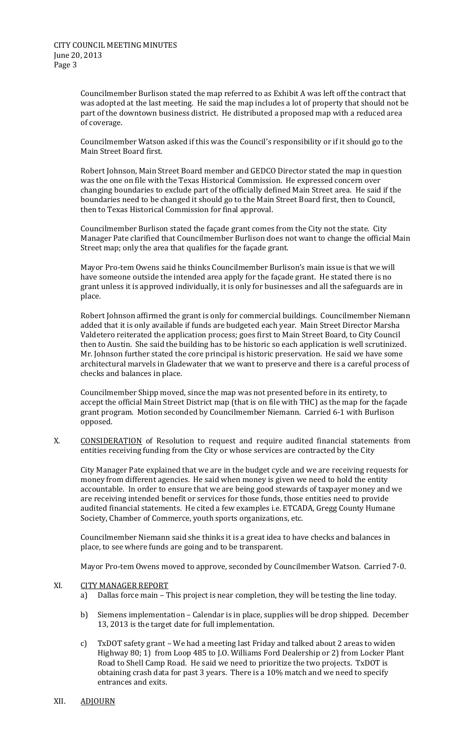Councilmember Burlison stated the map referred to as Exhibit A was left off the contract that was adopted at the last meeting. He said the map includes a lot of property that should not be part of the downtown business district. He distributed a proposed map with a reduced area of coverage.

Councilmember Watson asked if this was the Council's responsibility or if it should go to the Main Street Board first.

Robert Johnson, Main Street Board member and GEDCO Director stated the map in question was the one on file with the Texas Historical Commission. He expressed concern over changing boundaries to exclude part of the officially defined Main Street area. He said if the boundaries need to be changed it should go to the Main Street Board first, then to Council, then to Texas Historical Commission for final approval.

Councilmember Burlison stated the façade grant comes from the City not the state. City Manager Pate clarified that Councilmember Burlison does not want to change the official Main Street map; only the area that qualifies for the façade grant.

Mayor Pro-tem Owens said he thinks Councilmember Burlison's main issue is that we will have someone outside the intended area apply for the façade grant. He stated there is no grant unless it is approved individually, it is only for businesses and all the safeguards are in place.

Robert Johnson affirmed the grant is only for commercial buildings. Councilmember Niemann added that it is only available if funds are budgeted each year. Main Street Director Marsha Valdetero reiterated the application process; goes first to Main Street Board, to City Council then to Austin. She said the building has to be historic so each application is well scrutinized. Mr. Johnson further stated the core principal is historic preservation. He said we have some architectural marvels in Gladewater that we want to preserve and there is a careful process of checks and balances in place.

Councilmember Shipp moved, since the map was not presented before in its entirety, to accept the official Main Street District map (that is on file with THC) as the map for the façade grant program. Motion seconded by Councilmember Niemann. Carried 6-1 with Burlison opposed.

X. CONSIDERATION of Resolution to request and require audited financial statements from entities receiving funding from the City or whose services are contracted by the City

City Manager Pate explained that we are in the budget cycle and we are receiving requests for money from different agencies. He said when money is given we need to hold the entity accountable. In order to ensure that we are being good stewards of taxpayer money and we are receiving intended benefit or services for those funds, those entities need to provide audited financial statements. He cited a few examples i.e. ETCADA, Gregg County Humane Society, Chamber of Commerce, youth sports organizations, etc.

Councilmember Niemann said she thinks it is a great idea to have checks and balances in place, to see where funds are going and to be transparent.

Mayor Pro-tem Owens moved to approve, seconded by Councilmember Watson. Carried 7-0.

XI. CITY MANAGER REPORT

a) Dallas force main – This project is near completion, they will be testing the line today.

b) Siemens implementation – Calendar is in place, supplies will be drop shipped. December 13, 2013 is the target date for full implementation.

c) TxDOT safety grant – We had a meeting last Friday and talked about 2 areas to widen Highway 80; 1) from Loop 485 to J.O. Williams Ford Dealership or 2) from Locker Plant Road to Shell Camp Road. He said we need to prioritize the two projects. TxDOT is obtaining crash data for past 3 years. There is a 10% match and we need to specify entrances and exits.

XII. ADJOURN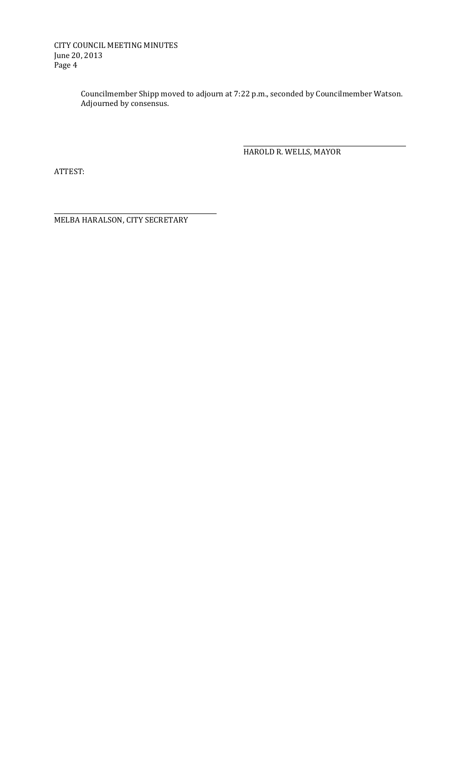Councilmember Shipp moved to adjourn at 7:22 p.m., seconded by Councilmember Watson. Adjourned by consensus.

HAROLD R. WELLS, MAYOR

ATTEST:

MELBA HARALSON, CITY SECRETARY